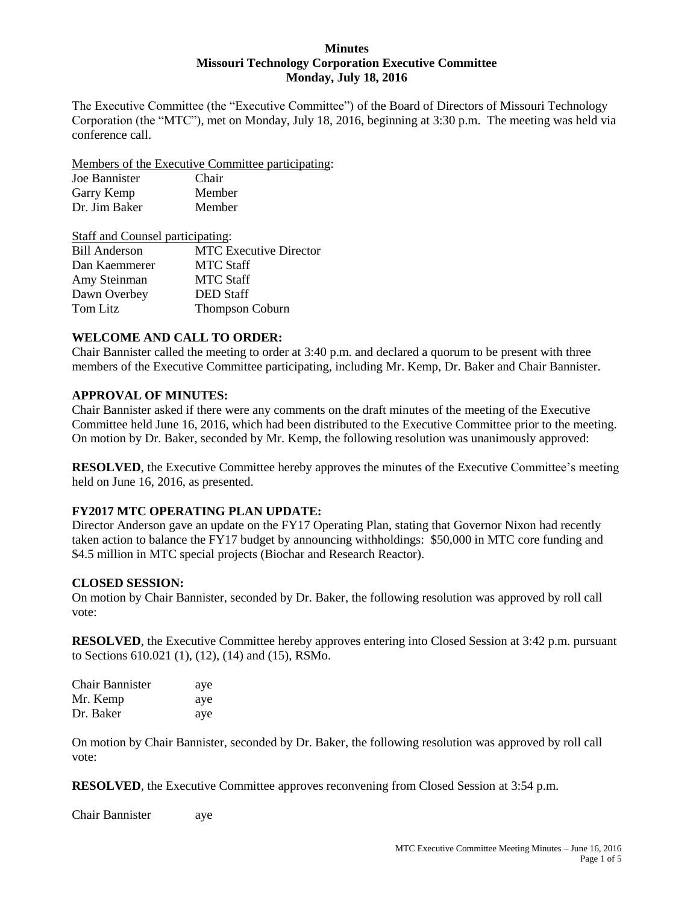**Minutes**
**Missouri Technology Corporation Executive Committee**
**Monday, July 18, 2016**

The Executive Committee (the "Executive Committee") of the Board of Directors of Missouri Technology Corporation (the "MTC"), met on Monday, July 18, 2016, beginning at 3:30 p.m. The meeting was held via conference call.

Members of the Executive Committee participating:

| | |
|---|---|
| Joe Bannister | Chair |
| Garry Kemp | Member |
| Dr. Jim Baker | Member |

Staff and Counsel participating:

| | |
|---|---|
| Bill Anderson | MTC Executive Director |
| Dan Kaemmerer | MTC Staff |
| Amy Steinman | MTC Staff |
| Dawn Overbey | DED Staff |
| Tom Litz | Thompson Coburn |

**WELCOME AND CALL TO ORDER:**
Chair Bannister called the meeting to order at 3:40 p.m. and declared a quorum to be present with three members of the Executive Committee participating, including Mr. Kemp, Dr. Baker and Chair Bannister.

**APPROVAL OF MINUTES:**
Chair Bannister asked if there were any comments on the draft minutes of the meeting of the Executive Committee held June 16, 2016, which had been distributed to the Executive Committee prior to the meeting. On motion by Dr. Baker, seconded by Mr. Kemp, the following resolution was unanimously approved:

**RESOLVED**, the Executive Committee hereby approves the minutes of the Executive Committee's meeting held on June 16, 2016, as presented.

**FY2017 MTC OPERATING PLAN UPDATE:**
Director Anderson gave an update on the FY17 Operating Plan, stating that Governor Nixon had recently taken action to balance the FY17 budget by announcing withholdings: $50,000 in MTC core funding and $4.5 million in MTC special projects (Biochar and Research Reactor).

**CLOSED SESSION:**
On motion by Chair Bannister, seconded by Dr. Baker, the following resolution was approved by roll call vote:

**RESOLVED**, the Executive Committee hereby approves entering into Closed Session at 3:42 p.m. pursuant to Sections 610.021 (1), (12), (14) and (15), RSMo.

| | |
|---|---|
| Chair Bannister | aye |
| Mr. Kemp | aye |
| Dr. Baker | aye |

On motion by Chair Bannister, seconded by Dr. Baker, the following resolution was approved by roll call vote:

**RESOLVED**, the Executive Committee approves reconvening from Closed Session at 3:54 p.m.

| | |
|---|---|
| Chair Bannister | aye |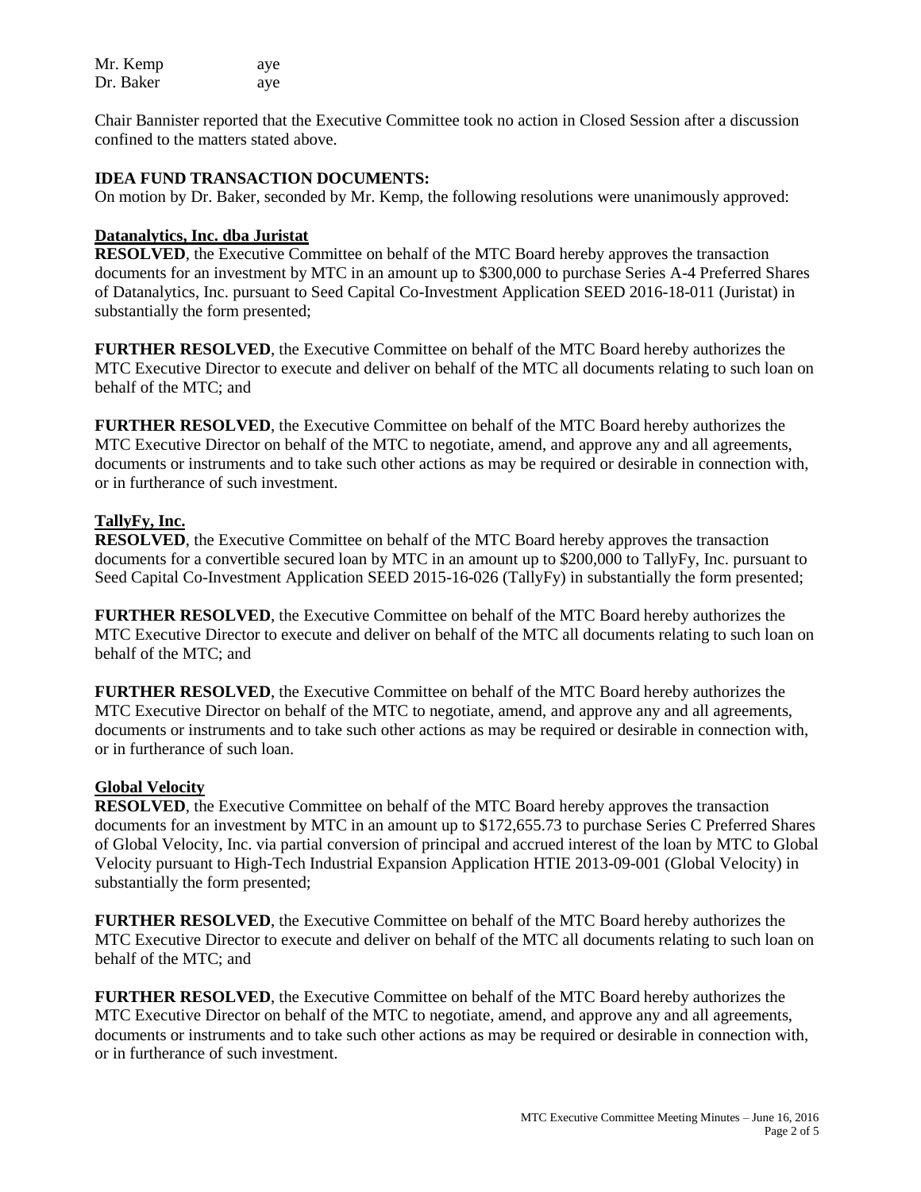| | |
|---|---|
| Mr. Kemp | aye |
| Dr. Baker | aye |

Chair Bannister reported that the Executive Committee took no action in Closed Session after a discussion confined to the matters stated above.

**IDEA FUND TRANSACTION DOCUMENTS:**

On motion by Dr. Baker, seconded by Mr. Kemp, the following resolutions were unanimously approved:

**Datanalytics, Inc. dba Juristat**

**RESOLVED**, the Executive Committee on behalf of the MTC Board hereby approves the transaction documents for an investment by MTC in an amount up to $300,000 to purchase Series A-4 Preferred Shares of Datanalytics, Inc. pursuant to Seed Capital Co-Investment Application SEED 2016-18-011 (Juristat) in substantially the form presented;

**FURTHER RESOLVED**, the Executive Committee on behalf of the MTC Board hereby authorizes the MTC Executive Director to execute and deliver on behalf of the MTC all documents relating to such loan on behalf of the MTC; and

**FURTHER RESOLVED**, the Executive Committee on behalf of the MTC Board hereby authorizes the MTC Executive Director on behalf of the MTC to negotiate, amend, and approve any and all agreements, documents or instruments and to take such other actions as may be required or desirable in connection with, or in furtherance of such investment.

**TallyFy, Inc.**

**RESOLVED**, the Executive Committee on behalf of the MTC Board hereby approves the transaction documents for a convertible secured loan by MTC in an amount up to $200,000 to TallyFy, Inc. pursuant to Seed Capital Co-Investment Application SEED 2015-16-026 (TallyFy) in substantially the form presented;

**FURTHER RESOLVED**, the Executive Committee on behalf of the MTC Board hereby authorizes the MTC Executive Director to execute and deliver on behalf of the MTC all documents relating to such loan on behalf of the MTC; and

**FURTHER RESOLVED**, the Executive Committee on behalf of the MTC Board hereby authorizes the MTC Executive Director on behalf of the MTC to negotiate, amend, and approve any and all agreements, documents or instruments and to take such other actions as may be required or desirable in connection with, or in furtherance of such loan.

**Global Velocity**

**RESOLVED**, the Executive Committee on behalf of the MTC Board hereby approves the transaction documents for an investment by MTC in an amount up to $172,655.73 to purchase Series C Preferred Shares of Global Velocity, Inc. via partial conversion of principal and accrued interest of the loan by MTC to Global Velocity pursuant to High-Tech Industrial Expansion Application HTIE 2013-09-001 (Global Velocity) in substantially the form presented;

**FURTHER RESOLVED**, the Executive Committee on behalf of the MTC Board hereby authorizes the MTC Executive Director to execute and deliver on behalf of the MTC all documents relating to such loan on behalf of the MTC; and

**FURTHER RESOLVED**, the Executive Committee on behalf of the MTC Board hereby authorizes the MTC Executive Director on behalf of the MTC to negotiate, amend, and approve any and all agreements, documents or instruments and to take such other actions as may be required or desirable in connection with, or in furtherance of such investment.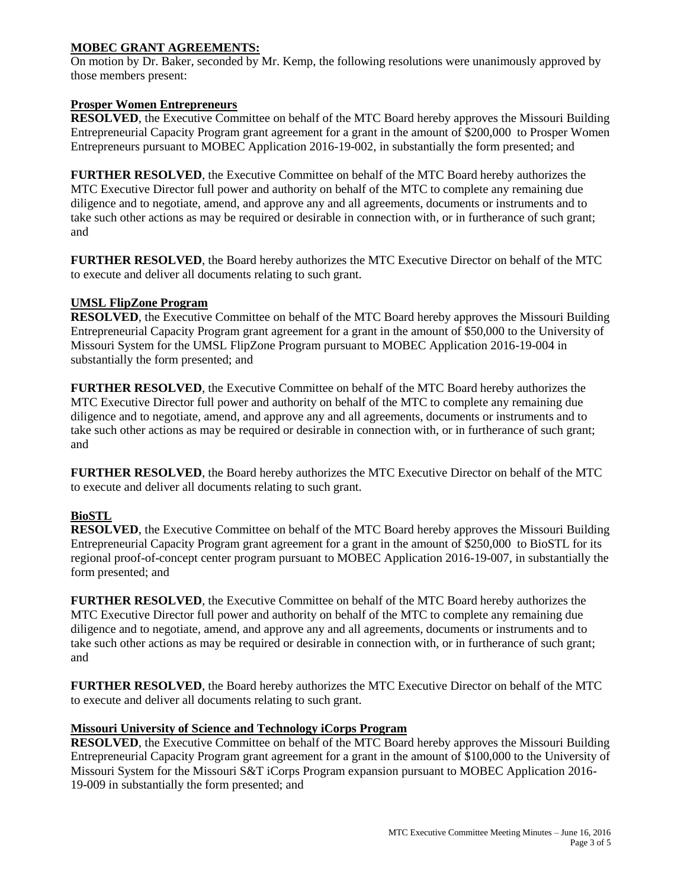**MOBEC GRANT AGREEMENTS:**

On motion by Dr. Baker, seconded by Mr. Kemp, the following resolutions were unanimously approved by those members present:

**Prosper Women Entrepreneurs**

**RESOLVED**, the Executive Committee on behalf of the MTC Board hereby approves the Missouri Building Entrepreneurial Capacity Program grant agreement for a grant in the amount of $200,000 to Prosper Women Entrepreneurs pursuant to MOBEC Application 2016-19-002, in substantially the form presented; and

**FURTHER RESOLVED**, the Executive Committee on behalf of the MTC Board hereby authorizes the MTC Executive Director full power and authority on behalf of the MTC to complete any remaining due diligence and to negotiate, amend, and approve any and all agreements, documents or instruments and to take such other actions as may be required or desirable in connection with, or in furtherance of such grant; and

**FURTHER RESOLVED**, the Board hereby authorizes the MTC Executive Director on behalf of the MTC to execute and deliver all documents relating to such grant.

**UMSL FlipZone Program**

**RESOLVED**, the Executive Committee on behalf of the MTC Board hereby approves the Missouri Building Entrepreneurial Capacity Program grant agreement for a grant in the amount of $50,000 to the University of Missouri System for the UMSL FlipZone Program pursuant to MOBEC Application 2016-19-004 in substantially the form presented; and

**FURTHER RESOLVED**, the Executive Committee on behalf of the MTC Board hereby authorizes the MTC Executive Director full power and authority on behalf of the MTC to complete any remaining due diligence and to negotiate, amend, and approve any and all agreements, documents or instruments and to take such other actions as may be required or desirable in connection with, or in furtherance of such grant; and

**FURTHER RESOLVED**, the Board hereby authorizes the MTC Executive Director on behalf of the MTC to execute and deliver all documents relating to such grant.

**BioSTL**

**RESOLVED**, the Executive Committee on behalf of the MTC Board hereby approves the Missouri Building Entrepreneurial Capacity Program grant agreement for a grant in the amount of $250,000 to BioSTL for its regional proof-of-concept center program pursuant to MOBEC Application 2016-19-007, in substantially the form presented; and

**FURTHER RESOLVED**, the Executive Committee on behalf of the MTC Board hereby authorizes the MTC Executive Director full power and authority on behalf of the MTC to complete any remaining due diligence and to negotiate, amend, and approve any and all agreements, documents or instruments and to take such other actions as may be required or desirable in connection with, or in furtherance of such grant; and

**FURTHER RESOLVED**, the Board hereby authorizes the MTC Executive Director on behalf of the MTC to execute and deliver all documents relating to such grant.

**Missouri University of Science and Technology iCorps Program**

**RESOLVED**, the Executive Committee on behalf of the MTC Board hereby approves the Missouri Building Entrepreneurial Capacity Program grant agreement for a grant in the amount of $100,000 to the University of Missouri System for the Missouri S&T iCorps Program expansion pursuant to MOBEC Application 2016-19-009 in substantially the form presented; and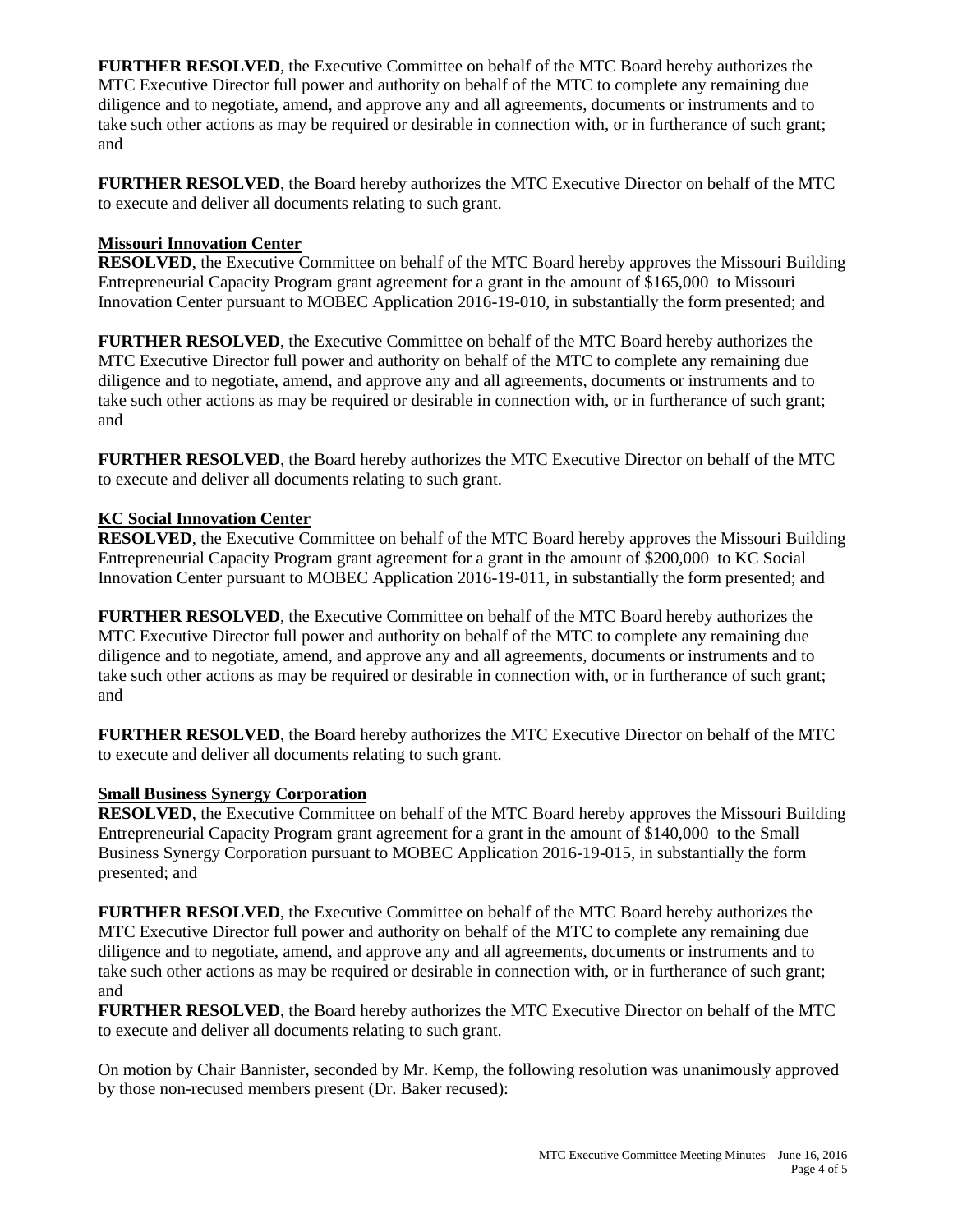**FURTHER RESOLVED**, the Executive Committee on behalf of the MTC Board hereby authorizes the MTC Executive Director full power and authority on behalf of the MTC to complete any remaining due diligence and to negotiate, amend, and approve any and all agreements, documents or instruments and to take such other actions as may be required or desirable in connection with, or in furtherance of such grant; and

**FURTHER RESOLVED**, the Board hereby authorizes the MTC Executive Director on behalf of the MTC to execute and deliver all documents relating to such grant.

**Missouri Innovation Center**

**RESOLVED**, the Executive Committee on behalf of the MTC Board hereby approves the Missouri Building Entrepreneurial Capacity Program grant agreement for a grant in the amount of $165,000 to Missouri Innovation Center pursuant to MOBEC Application 2016-19-010, in substantially the form presented; and

**FURTHER RESOLVED**, the Executive Committee on behalf of the MTC Board hereby authorizes the MTC Executive Director full power and authority on behalf of the MTC to complete any remaining due diligence and to negotiate, amend, and approve any and all agreements, documents or instruments and to take such other actions as may be required or desirable in connection with, or in furtherance of such grant; and

**FURTHER RESOLVED**, the Board hereby authorizes the MTC Executive Director on behalf of the MTC to execute and deliver all documents relating to such grant.

**KC Social Innovation Center**

**RESOLVED**, the Executive Committee on behalf of the MTC Board hereby approves the Missouri Building Entrepreneurial Capacity Program grant agreement for a grant in the amount of $200,000 to KC Social Innovation Center pursuant to MOBEC Application 2016-19-011, in substantially the form presented; and

**FURTHER RESOLVED**, the Executive Committee on behalf of the MTC Board hereby authorizes the MTC Executive Director full power and authority on behalf of the MTC to complete any remaining due diligence and to negotiate, amend, and approve any and all agreements, documents or instruments and to take such other actions as may be required or desirable in connection with, or in furtherance of such grant; and

**FURTHER RESOLVED**, the Board hereby authorizes the MTC Executive Director on behalf of the MTC to execute and deliver all documents relating to such grant.

**Small Business Synergy Corporation**

**RESOLVED**, the Executive Committee on behalf of the MTC Board hereby approves the Missouri Building Entrepreneurial Capacity Program grant agreement for a grant in the amount of $140,000 to the Small Business Synergy Corporation pursuant to MOBEC Application 2016-19-015, in substantially the form presented; and

**FURTHER RESOLVED**, the Executive Committee on behalf of the MTC Board hereby authorizes the MTC Executive Director full power and authority on behalf of the MTC to complete any remaining due diligence and to negotiate, amend, and approve any and all agreements, documents or instruments and to take such other actions as may be required or desirable in connection with, or in furtherance of such grant; and

**FURTHER RESOLVED**, the Board hereby authorizes the MTC Executive Director on behalf of the MTC to execute and deliver all documents relating to such grant.

On motion by Chair Bannister, seconded by Mr. Kemp, the following resolution was unanimously approved by those non-recused members present (Dr. Baker recused):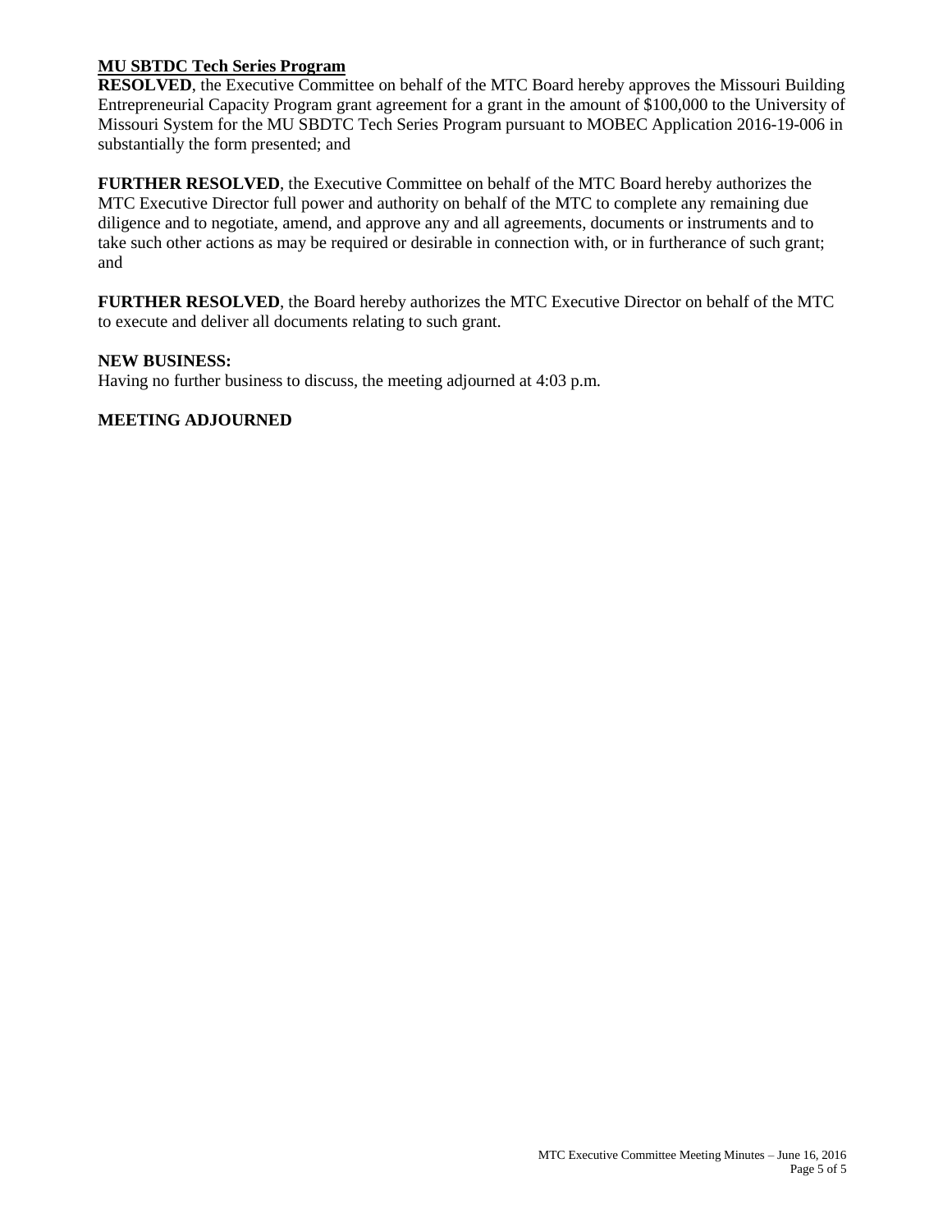**MU SBTDC Tech Series Program**

**RESOLVED**, the Executive Committee on behalf of the MTC Board hereby approves the Missouri Building Entrepreneurial Capacity Program grant agreement for a grant in the amount of $100,000 to the University of Missouri System for the MU SBDTC Tech Series Program pursuant to MOBEC Application 2016-19-006 in substantially the form presented; and

**FURTHER RESOLVED**, the Executive Committee on behalf of the MTC Board hereby authorizes the MTC Executive Director full power and authority on behalf of the MTC to complete any remaining due diligence and to negotiate, amend, and approve any and all agreements, documents or instruments and to take such other actions as may be required or desirable in connection with, or in furtherance of such grant; and

**FURTHER RESOLVED**, the Board hereby authorizes the MTC Executive Director on behalf of the MTC to execute and deliver all documents relating to such grant.

**NEW BUSINESS:**

Having no further business to discuss, the meeting adjourned at 4:03 p.m.

**MEETING ADJOURNED**